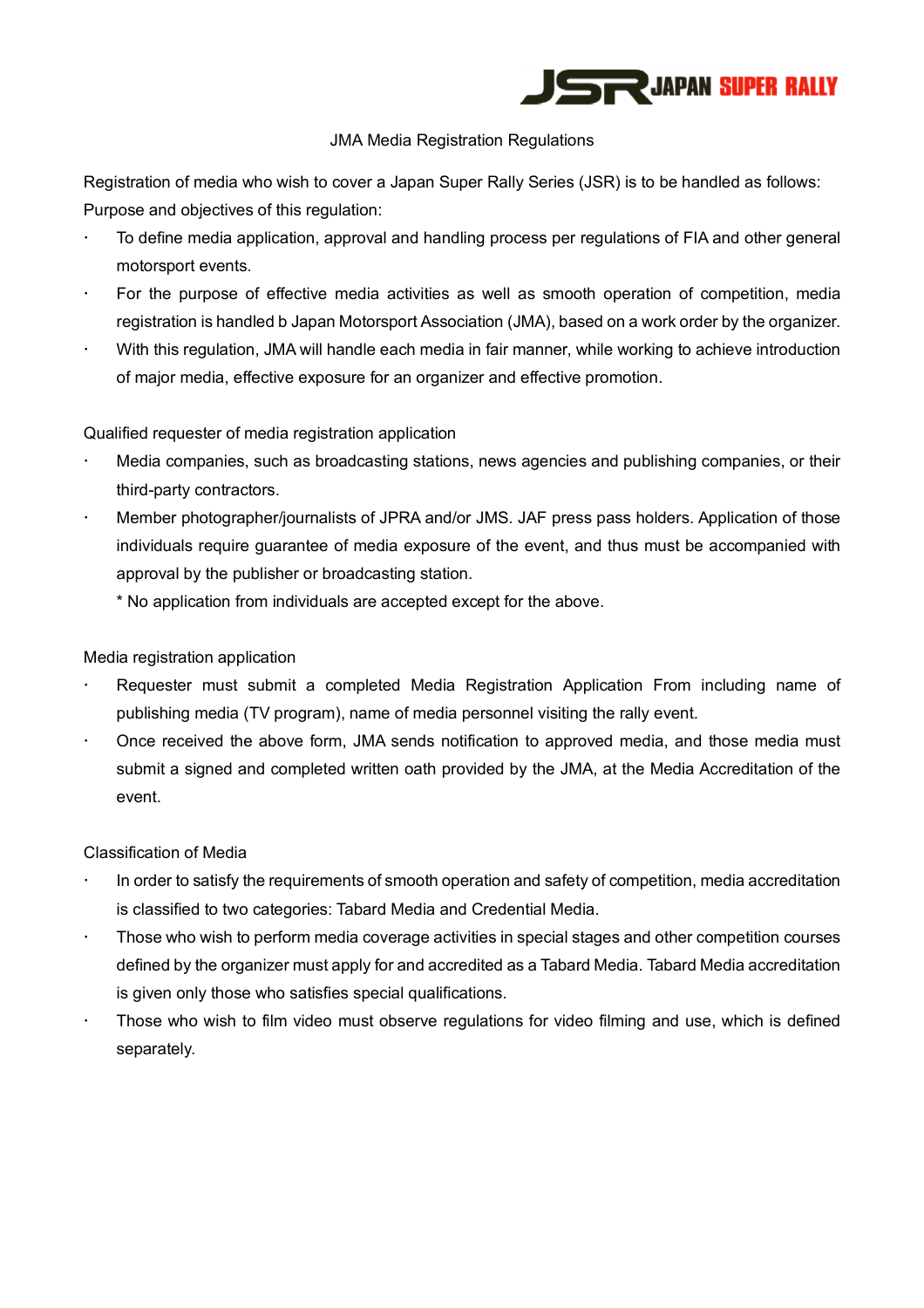JSR JAPAN SUPER RALLY

# JMA Media Registration Regulations

Registration of media who wish to cover a Japan Super Rally Series (JSR) is to be handled as follows:

Purpose and objectives of this regulation:

- To define media application, approval and handling process per regulations of FIA and other general motorsport events.
- For the purpose of effective media activities as well as smooth operation of competition, media registration is handled b Japan Motorsport Association (JMA), based on a work order by the organizer.
- With this regulation, JMA will handle each media in fair manner, while working to achieve introduction of major media, effective exposure for an organizer and effective promotion.

Qualified requester of media registration application

- Media companies, such as broadcasting stations, news agencies and publishing companies, or their third-party contractors.
- Member photographer/journalists of JPRA and/or JMS. JAF press pass holders. Application of those individuals require guarantee of media exposure of the event, and thus must be accompanied with approval by the publisher or broadcasting station.

  * No application from individuals are accepted except for the above.

Media registration application

- Requester must submit a completed Media Registration Application From including name of publishing media (TV program), name of media personnel visiting the rally event.
- Once received the above form, JMA sends notification to approved media, and those media must submit a signed and completed written oath provided by the JMA, at the Media Accreditation of the event.

Classification of Media

- In order to satisfy the requirements of smooth operation and safety of competition, media accreditation is classified to two categories: Tabard Media and Credential Media.
- Those who wish to perform media coverage activities in special stages and other competition courses defined by the organizer must apply for and accredited as a Tabard Media. Tabard Media accreditation is given only those who satisfies special qualifications.
- Those who wish to film video must observe regulations for video filming and use, which is defined separately.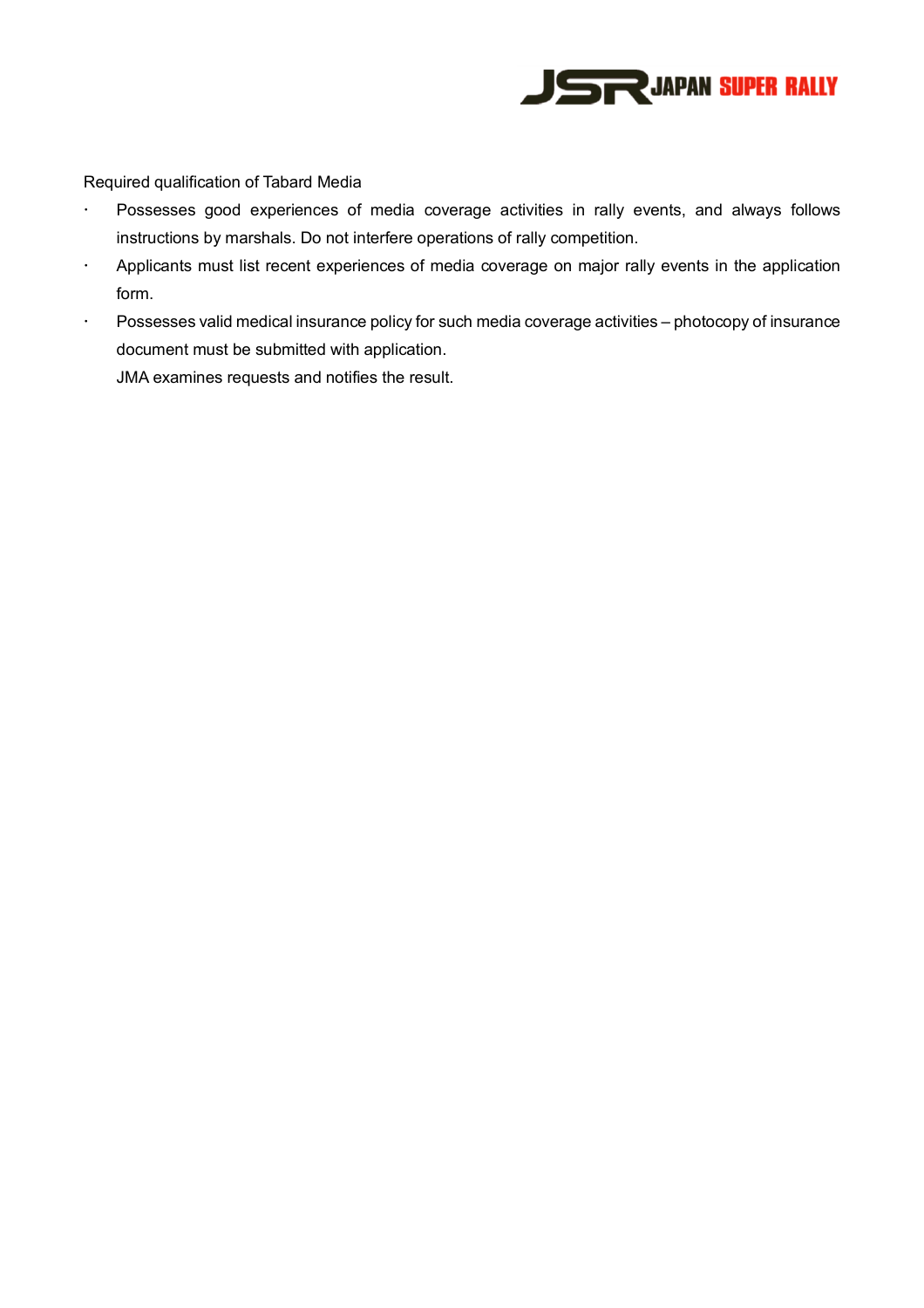Required qualification of Tabard Media

- Possesses good experiences of media coverage activities in rally events, and always follows instructions by marshals. Do not interfere operations of rally competition.
- Applicants must list recent experiences of media coverage on major rally events in the application form.
- Possesses valid medical insurance policy for such media coverage activities – photocopy of insurance document must be submitted with application.
  JMA examines requests and notifies the result.